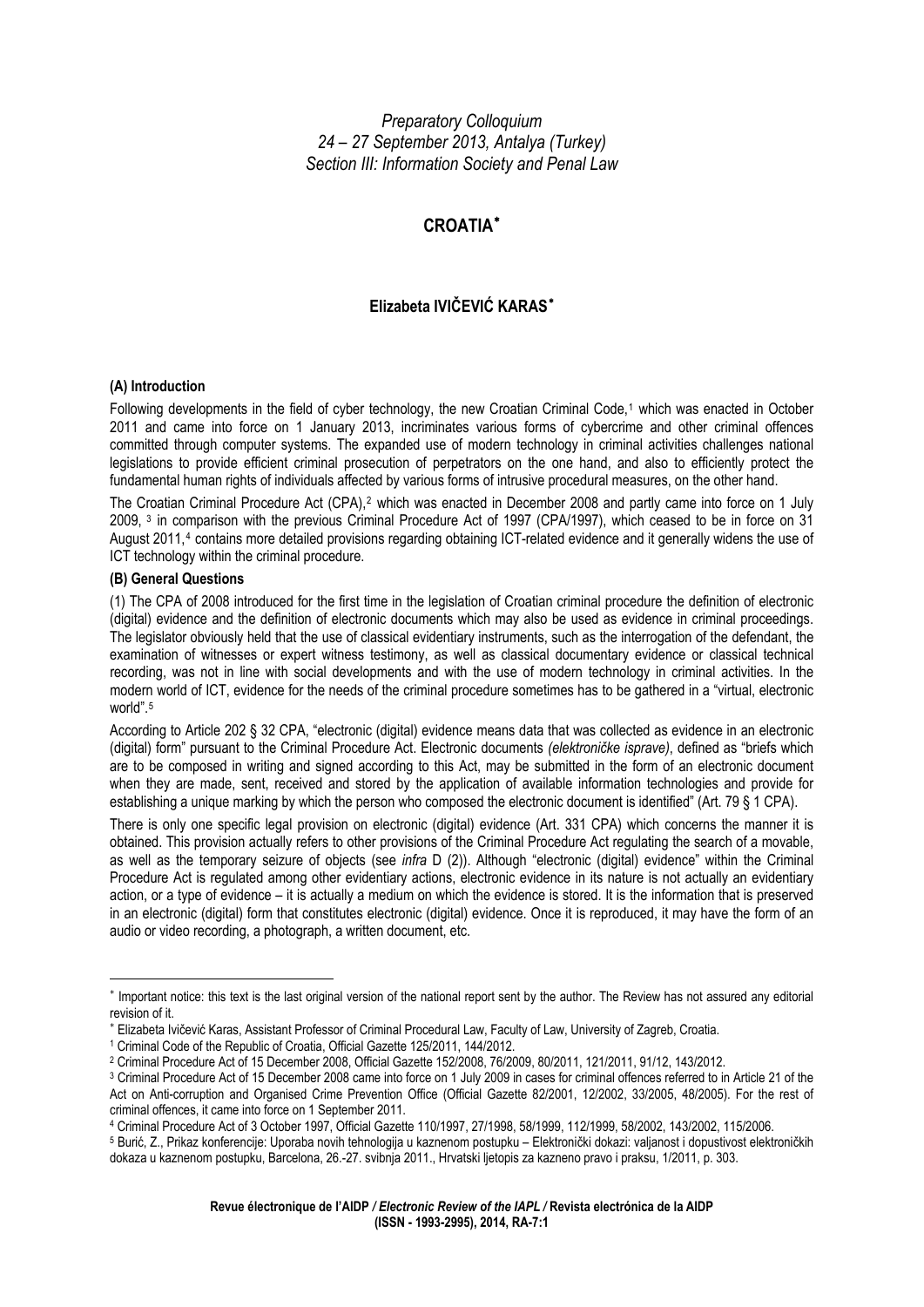*Preparatory Colloquium*
*24 – 27 September 2013, Antalya (Turkey)*
*Section III: Information Society and Penal Law*

# CROATIA[*]

## Elizabeta IVIČEVIĆ KARAS[*]

### (A) Introduction

Following developments in the field of cyber technology, the new Croatian Criminal Code,[1] which was enacted in October 2011 and came into force on 1 January 2013, incriminates various forms of cybercrime and other criminal offences committed through computer systems. The expanded use of modern technology in criminal activities challenges national legislations to provide efficient criminal prosecution of perpetrators on the one hand, and also to efficiently protect the fundamental human rights of individuals affected by various forms of intrusive procedural measures, on the other hand.

The Croatian Criminal Procedure Act (CPA),[2] which was enacted in December 2008 and partly came into force on 1 July 2009,[3] in comparison with the previous Criminal Procedure Act of 1997 (CPA/1997), which ceased to be in force on 31 August 2011,[4] contains more detailed provisions regarding obtaining ICT-related evidence and it generally widens the use of ICT technology within the criminal procedure.

### (B) General Questions

(1) The CPA of 2008 introduced for the first time in the legislation of Croatian criminal procedure the definition of electronic (digital) evidence and the definition of electronic documents which may also be used as evidence in criminal proceedings. The legislator obviously held that the use of classical evidentiary instruments, such as the interrogation of the defendant, the examination of witnesses or expert witness testimony, as well as classical documentary evidence or classical technical recording, was not in line with social developments and with the use of modern technology in criminal activities. In the modern world of ICT, evidence for the needs of the criminal procedure sometimes has to be gathered in a "virtual, electronic world".[5]

According to Article 202 § 32 CPA, "electronic (digital) evidence means data that was collected as evidence in an electronic (digital) form" pursuant to the Criminal Procedure Act. Electronic documents *(elektroničke isprave)*, defined as "briefs which are to be composed in writing and signed according to this Act, may be submitted in the form of an electronic document when they are made, sent, received and stored by the application of available information technologies and provide for establishing a unique marking by which the person who composed the electronic document is identified" (Art. 79 § 1 CPA).

There is only one specific legal provision on electronic (digital) evidence (Art. 331 CPA) which concerns the manner it is obtained. This provision actually refers to other provisions of the Criminal Procedure Act regulating the search of a movable, as well as the temporary seizure of objects (see *infra* D (2)). Although "electronic (digital) evidence" within the Criminal Procedure Act is regulated among other evidentiary actions, electronic evidence in its nature is not actually an evidentiary action, or a type of evidence – it is actually a medium on which the evidence is stored. It is the information that is preserved in an electronic (digital) form that constitutes electronic (digital) evidence. Once it is reproduced, it may have the form of an audio or video recording, a photograph, a written document, etc.

---

[*] Important notice: this text is the last original version of the national report sent by the author. The Review has not assured any editorial revision of it.

[*] Elizabeta Ivičević Karas, Assistant Professor of Criminal Procedural Law, Faculty of Law, University of Zagreb, Croatia.

[1] Criminal Code of the Republic of Croatia, Official Gazette 125/2011, 144/2012.

[2] Criminal Procedure Act of 15 December 2008, Official Gazette 152/2008, 76/2009, 80/2011, 121/2011, 91/12, 143/2012.

[3] Criminal Procedure Act of 15 December 2008 came into force on 1 July 2009 in cases for criminal offences referred to in Article 21 of the Act on Anti-corruption and Organised Crime Prevention Office (Official Gazette 82/2001, 12/2002, 33/2005, 48/2005). For the rest of criminal offences, it came into force on 1 September 2011.

[4] Criminal Procedure Act of 3 October 1997, Official Gazette 110/1997, 27/1998, 58/1999, 112/1999, 58/2002, 143/2002, 115/2006.

[5] Burić, Z., Prikaz konferencije: Uporaba novih tehnologija u kaznenom postupku – Elektronički dokazi: valjanost i dopustivost elektroničkih dokaza u kaznenom postupku, Barcelona, 26.-27. svibnja 2011., Hrvatski ljetopis za kazneno pravo i praksu, 1/2011, p. 303.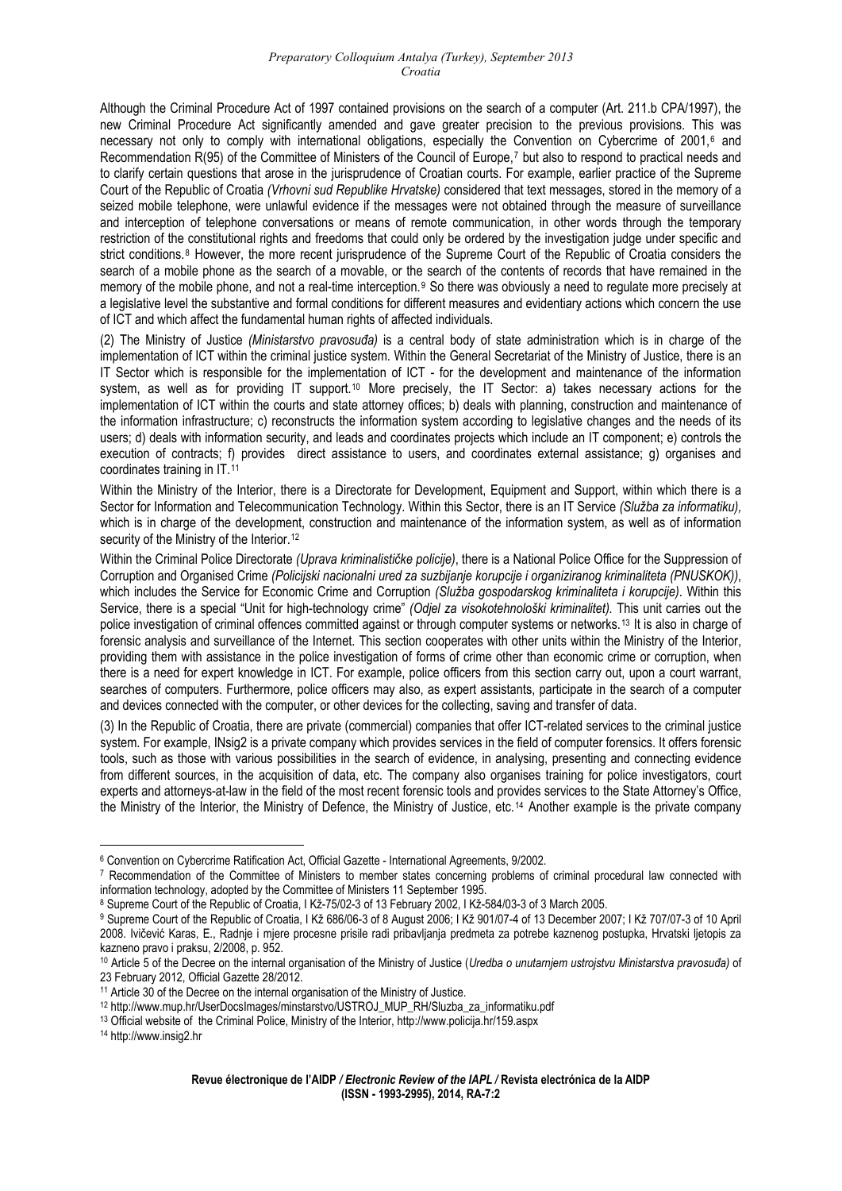Although the Criminal Procedure Act of 1997 contained provisions on the search of a computer (Art. 211.b CPA/1997), the new Criminal Procedure Act significantly amended and gave greater precision to the previous provisions. This was necessary not only to comply with international obligations, especially the Convention on Cybercrime of 2001,[6] and Recommendation R(95) of the Committee of Ministers of the Council of Europe,[7] but also to respond to practical needs and to clarify certain questions that arose in the jurisprudence of Croatian courts. For example, earlier practice of the Supreme Court of the Republic of Croatia *(Vrhovni sud Republike Hrvatske)* considered that text messages, stored in the memory of a seized mobile telephone, were unlawful evidence if the messages were not obtained through the measure of surveillance and interception of telephone conversations or means of remote communication, in other words through the temporary restriction of the constitutional rights and freedoms that could only be ordered by the investigation judge under specific and strict conditions.[8] However, the more recent jurisprudence of the Supreme Court of the Republic of Croatia considers the search of a mobile phone as the search of a movable, or the search of the contents of records that have remained in the memory of the mobile phone, and not a real-time interception.[9] So there was obviously a need to regulate more precisely at a legislative level the substantive and formal conditions for different measures and evidentiary actions which concern the use of ICT and which affect the fundamental human rights of affected individuals.

(2) The Ministry of Justice *(Ministarstvo pravosuđa)* is a central body of state administration which is in charge of the implementation of ICT within the criminal justice system. Within the General Secretariat of the Ministry of Justice, there is an IT Sector which is responsible for the implementation of ICT - for the development and maintenance of the information system, as well as for providing IT support.[10] More precisely, the IT Sector: a) takes necessary actions for the implementation of ICT within the courts and state attorney offices; b) deals with planning, construction and maintenance of the information infrastructure; c) reconstructs the information system according to legislative changes and the needs of its users; d) deals with information security, and leads and coordinates projects which include an IT component; e) controls the execution of contracts; f) provides direct assistance to users, and coordinates external assistance; g) organises and coordinates training in IT.[11]

Within the Ministry of the Interior, there is a Directorate for Development, Equipment and Support, within which there is a Sector for Information and Telecommunication Technology. Within this Sector, there is an IT Service *(Služba za informatiku),* which is in charge of the development, construction and maintenance of the information system, as well as of information security of the Ministry of the Interior.[12]

Within the Criminal Police Directorate *(Uprava kriminalističke policije)*, there is a National Police Office for the Suppression of Corruption and Organised Crime *(Policijski nacionalni ured za suzbijanje korupcije i organiziranog kriminaliteta (PNUSKOK))*, which includes the Service for Economic Crime and Corruption *(Služba gospodarskog kriminaliteta i korupcije)*. Within this Service, there is a special "Unit for high-technology crime" *(Odjel za visokotehnološki kriminalitet).* This unit carries out the police investigation of criminal offences committed against or through computer systems or networks.[13] It is also in charge of forensic analysis and surveillance of the Internet. This section cooperates with other units within the Ministry of the Interior, providing them with assistance in the police investigation of forms of crime other than economic crime or corruption, when there is a need for expert knowledge in ICT. For example, police officers from this section carry out, upon a court warrant, searches of computers. Furthermore, police officers may also, as expert assistants, participate in the search of a computer and devices connected with the computer, or other devices for the collecting, saving and transfer of data.

(3) In the Republic of Croatia, there are private (commercial) companies that offer ICT-related services to the criminal justice system. For example, INsig2 is a private company which provides services in the field of computer forensics. It offers forensic tools, such as those with various possibilities in the search of evidence, in analysing, presenting and connecting evidence from different sources, in the acquisition of data, etc. The company also organises training for police investigators, court experts and attorneys-at-law in the field of the most recent forensic tools and provides services to the State Attorney's Office, the Ministry of the Interior, the Ministry of Defence, the Ministry of Justice, etc.[14] Another example is the private company

---

[6] Convention on Cybercrime Ratification Act, Official Gazette - International Agreements, 9/2002.

[7] Recommendation of the Committee of Ministers to member states concerning problems of criminal procedural law connected with information technology, adopted by the Committee of Ministers 11 September 1995.

[8] Supreme Court of the Republic of Croatia, I Kž-75/02-3 of 13 February 2002, I Kž-584/03-3 of 3 March 2005.

[9] Supreme Court of the Republic of Croatia, I Kž 686/06-3 of 8 August 2006; I Kž 901/07-4 of 13 December 2007; I Kž 707/07-3 of 10 April 2008. Ivičević Karas, E., Radnje i mjere procesne prisile radi pribavljanja predmeta za potrebe kaznenog postupka, Hrvatski ljetopis za kazneno pravo i praksu, 2/2008, p. 952.

[10] Article 5 of the Decree on the internal organisation of the Ministry of Justice (*Uredba o unutarnjem ustrojstvu Ministarstva pravosuđa)* of 23 February 2012, Official Gazette 28/2012.

[11] Article 30 of the Decree on the internal organisation of the Ministry of Justice.

[12] http://www.mup.hr/UserDocsImages/minstarstvo/USTROJ_MUP_RH/Sluzba_za_informatiku.pdf

[13] Official website of the Criminal Police, Ministry of the Interior, http://www.policija.hr/159.aspx

[14] http://www.insig2.hr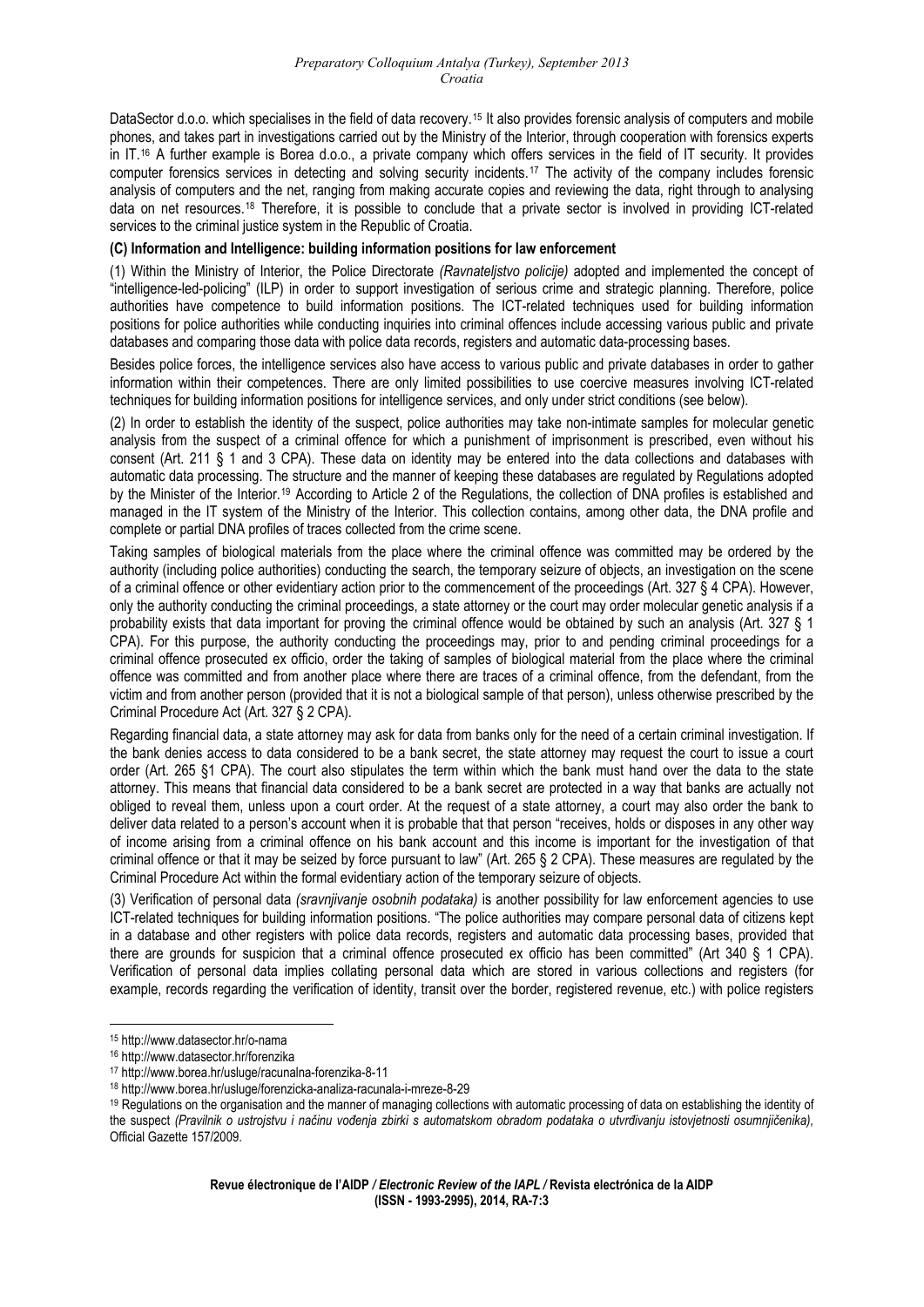DataSector d.o.o. which specialises in the field of data recovery.[15] It also provides forensic analysis of computers and mobile phones, and takes part in investigations carried out by the Ministry of the Interior, through cooperation with forensics experts in IT.[16] A further example is Borea d.o.o., a private company which offers services in the field of IT security. It provides computer forensics services in detecting and solving security incidents.[17] The activity of the company includes forensic analysis of computers and the net, ranging from making accurate copies and reviewing the data, right through to analysing data on net resources.[18] Therefore, it is possible to conclude that a private sector is involved in providing ICT-related services to the criminal justice system in the Republic of Croatia.

**(C) Information and Intelligence: building information positions for law enforcement**

(1) Within the Ministry of Interior, the Police Directorate *(Ravnateljstvo policije)* adopted and implemented the concept of "intelligence-led-policing" (ILP) in order to support investigation of serious crime and strategic planning. Therefore, police authorities have competence to build information positions. The ICT-related techniques used for building information positions for police authorities while conducting inquiries into criminal offences include accessing various public and private databases and comparing those data with police data records, registers and automatic data-processing bases.

Besides police forces, the intelligence services also have access to various public and private databases in order to gather information within their competences. There are only limited possibilities to use coercive measures involving ICT-related techniques for building information positions for intelligence services, and only under strict conditions (see below).

(2) In order to establish the identity of the suspect, police authorities may take non-intimate samples for molecular genetic analysis from the suspect of a criminal offence for which a punishment of imprisonment is prescribed, even without his consent (Art. 211 § 1 and 3 CPA). These data on identity may be entered into the data collections and databases with automatic data processing. The structure and the manner of keeping these databases are regulated by Regulations adopted by the Minister of the Interior.[19] According to Article 2 of the Regulations, the collection of DNA profiles is established and managed in the IT system of the Ministry of the Interior. This collection contains, among other data, the DNA profile and complete or partial DNA profiles of traces collected from the crime scene.

Taking samples of biological materials from the place where the criminal offence was committed may be ordered by the authority (including police authorities) conducting the search, the temporary seizure of objects, an investigation on the scene of a criminal offence or other evidentiary action prior to the commencement of the proceedings (Art. 327 § 4 CPA). However, only the authority conducting the criminal proceedings, a state attorney or the court may order molecular genetic analysis if a probability exists that data important for proving the criminal offence would be obtained by such an analysis (Art. 327 § 1 CPA). For this purpose, the authority conducting the proceedings may, prior to and pending criminal proceedings for a criminal offence prosecuted ex officio, order the taking of samples of biological material from the place where the criminal offence was committed and from another place where there are traces of a criminal offence, from the defendant, from the victim and from another person (provided that it is not a biological sample of that person), unless otherwise prescribed by the Criminal Procedure Act (Art. 327 § 2 CPA).

Regarding financial data, a state attorney may ask for data from banks only for the need of a certain criminal investigation. If the bank denies access to data considered to be a bank secret, the state attorney may request the court to issue a court order (Art. 265 §1 CPA). The court also stipulates the term within which the bank must hand over the data to the state attorney. This means that financial data considered to be a bank secret are protected in a way that banks are actually not obliged to reveal them, unless upon a court order. At the request of a state attorney, a court may also order the bank to deliver data related to a person's account when it is probable that that person "receives, holds or disposes in any other way of income arising from a criminal offence on his bank account and this income is important for the investigation of that criminal offence or that it may be seized by force pursuant to law" (Art. 265 § 2 CPA). These measures are regulated by the Criminal Procedure Act within the formal evidentiary action of the temporary seizure of objects.

(3) Verification of personal data *(sravnjivanje osobnih podataka)* is another possibility for law enforcement agencies to use ICT-related techniques for building information positions. "The police authorities may compare personal data of citizens kept in a database and other registers with police data records, registers and automatic data processing bases, provided that there are grounds for suspicion that a criminal offence prosecuted ex officio has been committed" (Art 340 § 1 CPA). Verification of personal data implies collating personal data which are stored in various collections and registers (for example, records regarding the verification of identity, transit over the border, registered revenue, etc.) with police registers

---

[15] http://www.datasector.hr/o-nama

[16] http://www.datasector.hr/forenzika

[17] http://www.borea.hr/usluge/racunalna-forenzika-8-11

[18] http://www.borea.hr/usluge/forenzicka-analiza-racunala-i-mreze-8-29

[19] Regulations on the organisation and the manner of managing collections with automatic processing of data on establishing the identity of the suspect *(Pravilnik o ustrojstvu i načinu vođenja zbirki s automatskom obradom podataka o utvrđivanju istovjetnosti osumnjičenika),* Official Gazette 157/2009.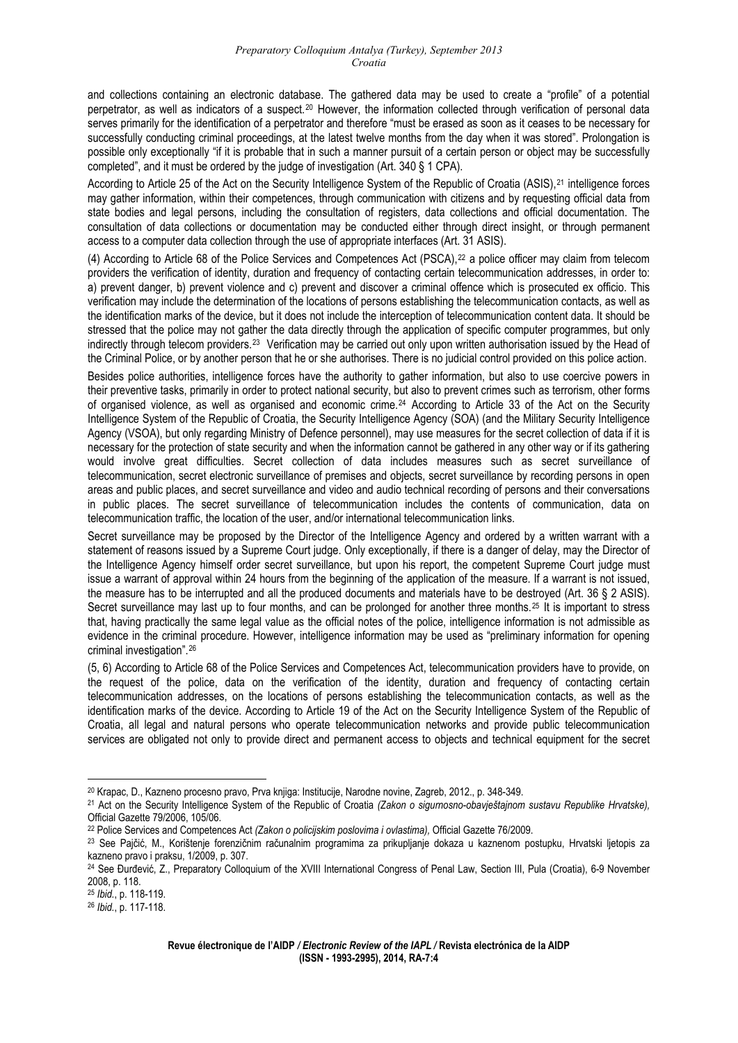and collections containing an electronic database. The gathered data may be used to create a "profile" of a potential perpetrator, as well as indicators of a suspect.[20] However, the information collected through verification of personal data serves primarily for the identification of a perpetrator and therefore "must be erased as soon as it ceases to be necessary for successfully conducting criminal proceedings, at the latest twelve months from the day when it was stored". Prolongation is possible only exceptionally "if it is probable that in such a manner pursuit of a certain person or object may be successfully completed", and it must be ordered by the judge of investigation (Art. 340 § 1 CPA).

According to Article 25 of the Act on the Security Intelligence System of the Republic of Croatia (ASIS),[21] intelligence forces may gather information, within their competences, through communication with citizens and by requesting official data from state bodies and legal persons, including the consultation of registers, data collections and official documentation. The consultation of data collections or documentation may be conducted either through direct insight, or through permanent access to a computer data collection through the use of appropriate interfaces (Art. 31 ASIS).

(4) According to Article 68 of the Police Services and Competences Act (PSCA),[22] a police officer may claim from telecom providers the verification of identity, duration and frequency of contacting certain telecommunication addresses, in order to: a) prevent danger, b) prevent violence and c) prevent and discover a criminal offence which is prosecuted ex officio. This verification may include the determination of the locations of persons establishing the telecommunication contacts, as well as the identification marks of the device, but it does not include the interception of telecommunication content data. It should be stressed that the police may not gather the data directly through the application of specific computer programmes, but only indirectly through telecom providers.[23] Verification may be carried out only upon written authorisation issued by the Head of the Criminal Police, or by another person that he or she authorises. There is no judicial control provided on this police action.

Besides police authorities, intelligence forces have the authority to gather information, but also to use coercive powers in their preventive tasks, primarily in order to protect national security, but also to prevent crimes such as terrorism, other forms of organised violence, as well as organised and economic crime.[24] According to Article 33 of the Act on the Security Intelligence System of the Republic of Croatia, the Security Intelligence Agency (SOA) (and the Military Security Intelligence Agency (VSOA), but only regarding Ministry of Defence personnel), may use measures for the secret collection of data if it is necessary for the protection of state security and when the information cannot be gathered in any other way or if its gathering would involve great difficulties. Secret collection of data includes measures such as secret surveillance of telecommunication, secret electronic surveillance of premises and objects, secret surveillance by recording persons in open areas and public places, and secret surveillance and video and audio technical recording of persons and their conversations in public places. The secret surveillance of telecommunication includes the contents of communication, data on telecommunication traffic, the location of the user, and/or international telecommunication links.

Secret surveillance may be proposed by the Director of the Intelligence Agency and ordered by a written warrant with a statement of reasons issued by a Supreme Court judge. Only exceptionally, if there is a danger of delay, may the Director of the Intelligence Agency himself order secret surveillance, but upon his report, the competent Supreme Court judge must issue a warrant of approval within 24 hours from the beginning of the application of the measure. If a warrant is not issued, the measure has to be interrupted and all the produced documents and materials have to be destroyed (Art. 36 § 2 ASIS). Secret surveillance may last up to four months, and can be prolonged for another three months.[25] It is important to stress that, having practically the same legal value as the official notes of the police, intelligence information is not admissible as evidence in the criminal procedure. However, intelligence information may be used as "preliminary information for opening criminal investigation".[26]

(5, 6) According to Article 68 of the Police Services and Competences Act, telecommunication providers have to provide, on the request of the police, data on the verification of the identity, duration and frequency of contacting certain telecommunication addresses, on the locations of persons establishing the telecommunication contacts, as well as the identification marks of the device. According to Article 19 of the Act on the Security Intelligence System of the Republic of Croatia, all legal and natural persons who operate telecommunication networks and provide public telecommunication services are obligated not only to provide direct and permanent access to objects and technical equipment for the secret

---

[20] Krapac, D., Kazneno procesno pravo, Prva knjiga: Institucije, Narodne novine, Zagreb, 2012., p. 348-349.

[21] Act on the Security Intelligence System of the Republic of Croatia *(Zakon o sigurnosno-obavještajnom sustavu Republike Hrvatske),* Official Gazette 79/2006, 105/06.

[22] Police Services and Competences Act *(Zakon o policijskim poslovima i ovlastima),* Official Gazette 76/2009.

[23] See Pajčić, M., Korištenje forenzičnim računalnim programima za prikupljanje dokaza u kaznenom postupku, Hrvatski ljetopis za kazneno pravo i praksu, 1/2009, p. 307.

[24] See Đurđević, Z., Preparatory Colloquium of the XVIII International Congress of Penal Law, Section III, Pula (Croatia), 6-9 November 2008, p. 118.

[25] *Ibid.*, p. 118-119.

[26] *Ibid.*, p. 117-118.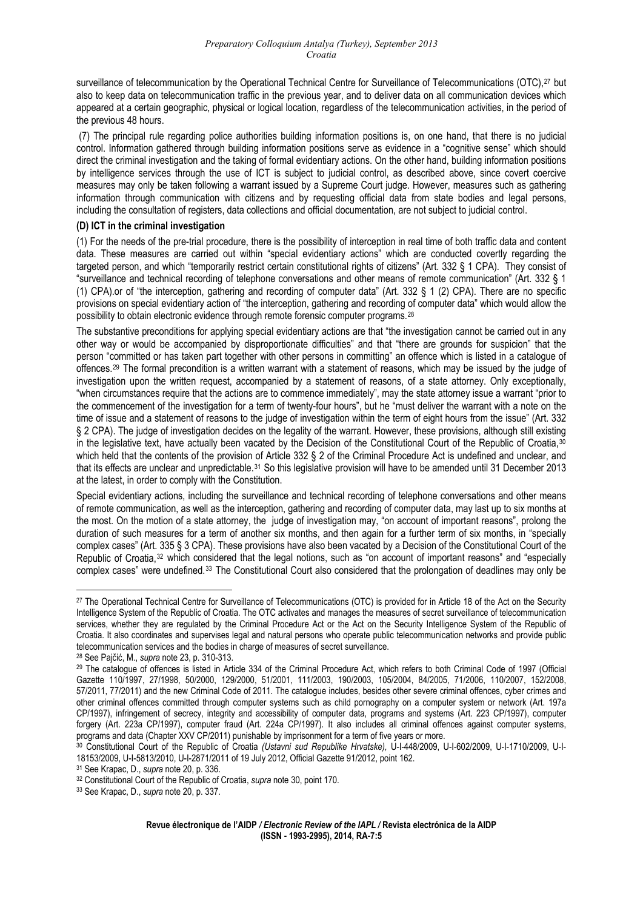surveillance of telecommunication by the Operational Technical Centre for Surveillance of Telecommunications (OTC),[27] but also to keep data on telecommunication traffic in the previous year, and to deliver data on all communication devices which appeared at a certain geographic, physical or logical location, regardless of the telecommunication activities, in the period of the previous 48 hours.

(7) The principal rule regarding police authorities building information positions is, on one hand, that there is no judicial control. Information gathered through building information positions serve as evidence in a "cognitive sense" which should direct the criminal investigation and the taking of formal evidentiary actions. On the other hand, building information positions by intelligence services through the use of ICT is subject to judicial control, as described above, since covert coercive measures may only be taken following a warrant issued by a Supreme Court judge. However, measures such as gathering information through communication with citizens and by requesting official data from state bodies and legal persons, including the consultation of registers, data collections and official documentation, are not subject to judicial control.

**(D) ICT in the criminal investigation**

(1) For the needs of the pre-trial procedure, there is the possibility of interception in real time of both traffic data and content data. These measures are carried out within "special evidentiary actions" which are conducted covertly regarding the targeted person, and which "temporarily restrict certain constitutional rights of citizens" (Art. 332 § 1 CPA). They consist of "surveillance and technical recording of telephone conversations and other means of remote communication" (Art. 332 § 1 (1) CPA).or of "the interception, gathering and recording of computer data" (Art. 332 § 1 (2) CPA). There are no specific provisions on special evidentiary action of "the interception, gathering and recording of computer data" which would allow the possibility to obtain electronic evidence through remote forensic computer programs.[28]

The substantive preconditions for applying special evidentiary actions are that "the investigation cannot be carried out in any other way or would be accompanied by disproportionate difficulties" and that "there are grounds for suspicion" that the person "committed or has taken part together with other persons in committing" an offence which is listed in a catalogue of offences.[29] The formal precondition is a written warrant with a statement of reasons, which may be issued by the judge of investigation upon the written request, accompanied by a statement of reasons, of a state attorney. Only exceptionally, "when circumstances require that the actions are to commence immediately", may the state attorney issue a warrant "prior to the commencement of the investigation for a term of twenty-four hours", but he "must deliver the warrant with a note on the time of issue and a statement of reasons to the judge of investigation within the term of eight hours from the issue" (Art. 332 § 2 CPA). The judge of investigation decides on the legality of the warrant. However, these provisions, although still existing in the legislative text, have actually been vacated by the Decision of the Constitutional Court of the Republic of Croatia,[30] which held that the contents of the provision of Article 332 § 2 of the Criminal Procedure Act is undefined and unclear, and that its effects are unclear and unpredictable.[31] So this legislative provision will have to be amended until 31 December 2013 at the latest, in order to comply with the Constitution.

Special evidentiary actions, including the surveillance and technical recording of telephone conversations and other means of remote communication, as well as the interception, gathering and recording of computer data, may last up to six months at the most. On the motion of a state attorney, the judge of investigation may, "on account of important reasons", prolong the duration of such measures for a term of another six months, and then again for a further term of six months, in "specially complex cases" (Art. 335 § 3 CPA). These provisions have also been vacated by a Decision of the Constitutional Court of the Republic of Croatia,[32] which considered that the legal notions, such as "on account of important reasons" and "especially complex cases" were undefined.[33] The Constitutional Court also considered that the prolongation of deadlines may only be

---

[27] The Operational Technical Centre for Surveillance of Telecommunications (OTC) is provided for in Article 18 of the Act on the Security Intelligence System of the Republic of Croatia. The OTC activates and manages the measures of secret surveillance of telecommunication services, whether they are regulated by the Criminal Procedure Act or the Act on the Security Intelligence System of the Republic of Croatia. It also coordinates and supervises legal and natural persons who operate public telecommunication networks and provide public telecommunication services and the bodies in charge of measures of secret surveillance.

[28] See Pajčić, M., *supra* note 23, p. 310-313.

[29] The catalogue of offences is listed in Article 334 of the Criminal Procedure Act, which refers to both Criminal Code of 1997 (Official Gazette 110/1997, 27/1998, 50/2000, 129/2000, 51/2001, 111/2003, 190/2003, 105/2004, 84/2005, 71/2006, 110/2007, 152/2008, 57/2011, 77/2011) and the new Criminal Code of 2011. The catalogue includes, besides other severe criminal offences, cyber crimes and other criminal offences committed through computer systems such as child pornography on a computer system or network (Art. 197a CP/1997), infringement of secrecy, integrity and accessibility of computer data, programs and systems (Art. 223 CP/1997), computer forgery (Art. 223a CP/1997), computer fraud (Art. 224a CP/1997). It also includes all criminal offences against computer systems, programs and data (Chapter XXV CP/2011) punishable by imprisonment for a term of five years or more.

[30] Constitutional Court of the Republic of Croatia *(Ustavni sud Republike Hrvatske),* U-I-448/2009, U-I-602/2009, U-I-1710/2009, U-I-18153/2009, U-I-5813/2010, U-I-2871/2011 of 19 July 2012, Official Gazette 91/2012, point 162.

[31] See Krapac, D., *supra* note 20, p. 336.

[32] Constitutional Court of the Republic of Croatia, *supra* note 30, point 170.

[33] See Krapac, D., *supra* note 20, p. 337.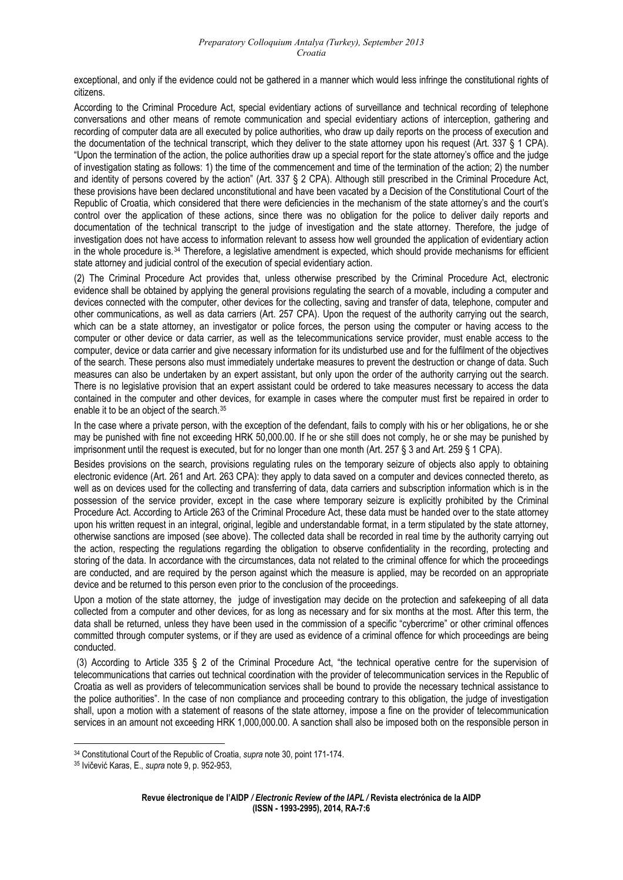exceptional, and only if the evidence could not be gathered in a manner which would less infringe the constitutional rights of citizens.

According to the Criminal Procedure Act, special evidentiary actions of surveillance and technical recording of telephone conversations and other means of remote communication and special evidentiary actions of interception, gathering and recording of computer data are all executed by police authorities, who draw up daily reports on the process of execution and the documentation of the technical transcript, which they deliver to the state attorney upon his request (Art. 337 § 1 CPA). "Upon the termination of the action, the police authorities draw up a special report for the state attorney's office and the judge of investigation stating as follows: 1) the time of the commencement and time of the termination of the action; 2) the number and identity of persons covered by the action" (Art. 337 § 2 CPA). Although still prescribed in the Criminal Procedure Act, these provisions have been declared unconstitutional and have been vacated by a Decision of the Constitutional Court of the Republic of Croatia, which considered that there were deficiencies in the mechanism of the state attorney's and the court's control over the application of these actions, since there was no obligation for the police to deliver daily reports and documentation of the technical transcript to the judge of investigation and the state attorney. Therefore, the judge of investigation does not have access to information relevant to assess how well grounded the application of evidentiary action in the whole procedure is.[34] Therefore, a legislative amendment is expected, which should provide mechanisms for efficient state attorney and judicial control of the execution of special evidentiary action.

(2) The Criminal Procedure Act provides that, unless otherwise prescribed by the Criminal Procedure Act, electronic evidence shall be obtained by applying the general provisions regulating the search of a movable, including a computer and devices connected with the computer, other devices for the collecting, saving and transfer of data, telephone, computer and other communications, as well as data carriers (Art. 257 CPA). Upon the request of the authority carrying out the search, which can be a state attorney, an investigator or police forces, the person using the computer or having access to the computer or other device or data carrier, as well as the telecommunications service provider, must enable access to the computer, device or data carrier and give necessary information for its undisturbed use and for the fulfilment of the objectives of the search. These persons also must immediately undertake measures to prevent the destruction or change of data. Such measures can also be undertaken by an expert assistant, but only upon the order of the authority carrying out the search. There is no legislative provision that an expert assistant could be ordered to take measures necessary to access the data contained in the computer and other devices, for example in cases where the computer must first be repaired in order to enable it to be an object of the search.[35]

In the case where a private person, with the exception of the defendant, fails to comply with his or her obligations, he or she may be punished with fine not exceeding HRK 50,000.00. If he or she still does not comply, he or she may be punished by imprisonment until the request is executed, but for no longer than one month (Art. 257 § 3 and Art. 259 § 1 CPA).

Besides provisions on the search, provisions regulating rules on the temporary seizure of objects also apply to obtaining electronic evidence (Art. 261 and Art. 263 CPA): they apply to data saved on a computer and devices connected thereto, as well as on devices used for the collecting and transferring of data, data carriers and subscription information which is in the possession of the service provider, except in the case where temporary seizure is explicitly prohibited by the Criminal Procedure Act. According to Article 263 of the Criminal Procedure Act, these data must be handed over to the state attorney upon his written request in an integral, original, legible and understandable format, in a term stipulated by the state attorney, otherwise sanctions are imposed (see above). The collected data shall be recorded in real time by the authority carrying out the action, respecting the regulations regarding the obligation to observe confidentiality in the recording, protecting and storing of the data. In accordance with the circumstances, data not related to the criminal offence for which the proceedings are conducted, and are required by the person against which the measure is applied, may be recorded on an appropriate device and be returned to this person even prior to the conclusion of the proceedings.

Upon a motion of the state attorney, the judge of investigation may decide on the protection and safekeeping of all data collected from a computer and other devices, for as long as necessary and for six months at the most. After this term, the data shall be returned, unless they have been used in the commission of a specific "cybercrime" or other criminal offences committed through computer systems, or if they are used as evidence of a criminal offence for which proceedings are being conducted.

(3) According to Article 335 § 2 of the Criminal Procedure Act, "the technical operative centre for the supervision of telecommunications that carries out technical coordination with the provider of telecommunication services in the Republic of Croatia as well as providers of telecommunication services shall be bound to provide the necessary technical assistance to the police authorities". In the case of non compliance and proceeding contrary to this obligation, the judge of investigation shall, upon a motion with a statement of reasons of the state attorney, impose a fine on the provider of telecommunication services in an amount not exceeding HRK 1,000,000.00. A sanction shall also be imposed both on the responsible person in

---

[34] Constitutional Court of the Republic of Croatia, *supra* note 30, point 171-174.

[35] Ivičević Karas, E., *supra* note 9, p. 952-953,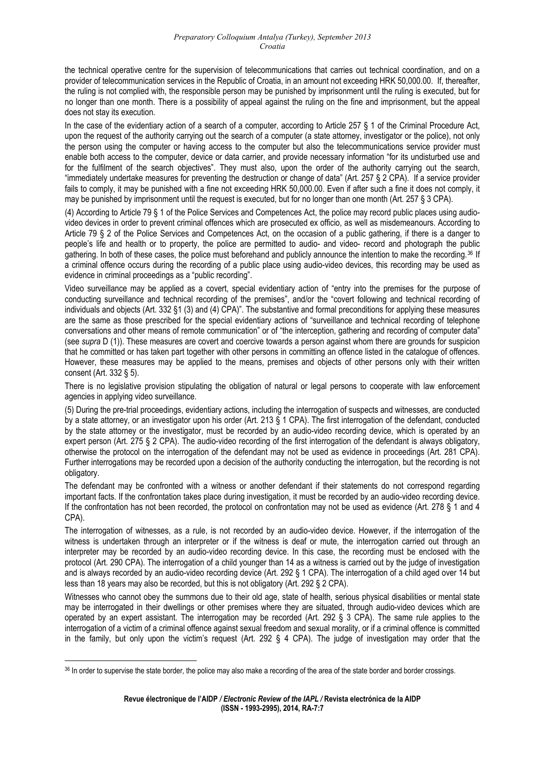the technical operative centre for the supervision of telecommunications that carries out technical coordination, and on a provider of telecommunication services in the Republic of Croatia, in an amount not exceeding HRK 50,000.00. If, thereafter, the ruling is not complied with, the responsible person may be punished by imprisonment until the ruling is executed, but for no longer than one month. There is a possibility of appeal against the ruling on the fine and imprisonment, but the appeal does not stay its execution.

In the case of the evidentiary action of a search of a computer, according to Article 257 § 1 of the Criminal Procedure Act, upon the request of the authority carrying out the search of a computer (a state attorney, investigator or the police), not only the person using the computer or having access to the computer but also the telecommunications service provider must enable both access to the computer, device or data carrier, and provide necessary information "for its undisturbed use and for the fulfilment of the search objectives". They must also, upon the order of the authority carrying out the search, "immediately undertake measures for preventing the destruction or change of data" (Art. 257 § 2 CPA). If a service provider fails to comply, it may be punished with a fine not exceeding HRK 50,000.00. Even if after such a fine it does not comply, it may be punished by imprisonment until the request is executed, but for no longer than one month (Art. 257 § 3 CPA).

(4) According to Article 79 § 1 of the Police Services and Competences Act, the police may record public places using audio-video devices in order to prevent criminal offences which are prosecuted ex officio, as well as misdemeanours. According to Article 79 § 2 of the Police Services and Competences Act, on the occasion of a public gathering, if there is a danger to people's life and health or to property, the police are permitted to audio- and video- record and photograph the public gathering. In both of these cases, the police must beforehand and publicly announce the intention to make the recording.[36] If a criminal offence occurs during the recording of a public place using audio-video devices, this recording may be used as evidence in criminal proceedings as a "public recording".

Video surveillance may be applied as a covert, special evidentiary action of "entry into the premises for the purpose of conducting surveillance and technical recording of the premises", and/or the "covert following and technical recording of individuals and objects (Art. 332 §1 (3) and (4) CPA)". The substantive and formal preconditions for applying these measures are the same as those prescribed for the special evidentiary actions of "surveillance and technical recording of telephone conversations and other means of remote communication" or of "the interception, gathering and recording of computer data" (see *supra* D (1)). These measures are covert and coercive towards a person against whom there are grounds for suspicion that he committed or has taken part together with other persons in committing an offence listed in the catalogue of offences. However, these measures may be applied to the means, premises and objects of other persons only with their written consent (Art. 332 § 5).

There is no legislative provision stipulating the obligation of natural or legal persons to cooperate with law enforcement agencies in applying video surveillance.

(5) During the pre-trial proceedings, evidentiary actions, including the interrogation of suspects and witnesses, are conducted by a state attorney, or an investigator upon his order (Art. 213 § 1 CPA). The first interrogation of the defendant, conducted by the state attorney or the investigator, must be recorded by an audio-video recording device, which is operated by an expert person (Art. 275 § 2 CPA). The audio-video recording of the first interrogation of the defendant is always obligatory, otherwise the protocol on the interrogation of the defendant may not be used as evidence in proceedings (Art. 281 CPA). Further interrogations may be recorded upon a decision of the authority conducting the interrogation, but the recording is not obligatory.

The defendant may be confronted with a witness or another defendant if their statements do not correspond regarding important facts. If the confrontation takes place during investigation, it must be recorded by an audio-video recording device. If the confrontation has not been recorded, the protocol on confrontation may not be used as evidence (Art. 278 § 1 and 4 CPA).

The interrogation of witnesses, as a rule, is not recorded by an audio-video device. However, if the interrogation of the witness is undertaken through an interpreter or if the witness is deaf or mute, the interrogation carried out through an interpreter may be recorded by an audio-video recording device. In this case, the recording must be enclosed with the protocol (Art. 290 CPA). The interrogation of a child younger than 14 as a witness is carried out by the judge of investigation and is always recorded by an audio-video recording device (Art. 292 § 1 CPA). The interrogation of a child aged over 14 but less than 18 years may also be recorded, but this is not obligatory (Art. 292 § 2 CPA).

Witnesses who cannot obey the summons due to their old age, state of health, serious physical disabilities or mental state may be interrogated in their dwellings or other premises where they are situated, through audio-video devices which are operated by an expert assistant. The interrogation may be recorded (Art. 292 § 3 CPA). The same rule applies to the interrogation of a victim of a criminal offence against sexual freedom and sexual morality, or if a criminal offence is committed in the family, but only upon the victim's request (Art. 292 § 4 CPA). The judge of investigation may order that the

[36] In order to supervise the state border, the police may also make a recording of the area of the state border and border crossings.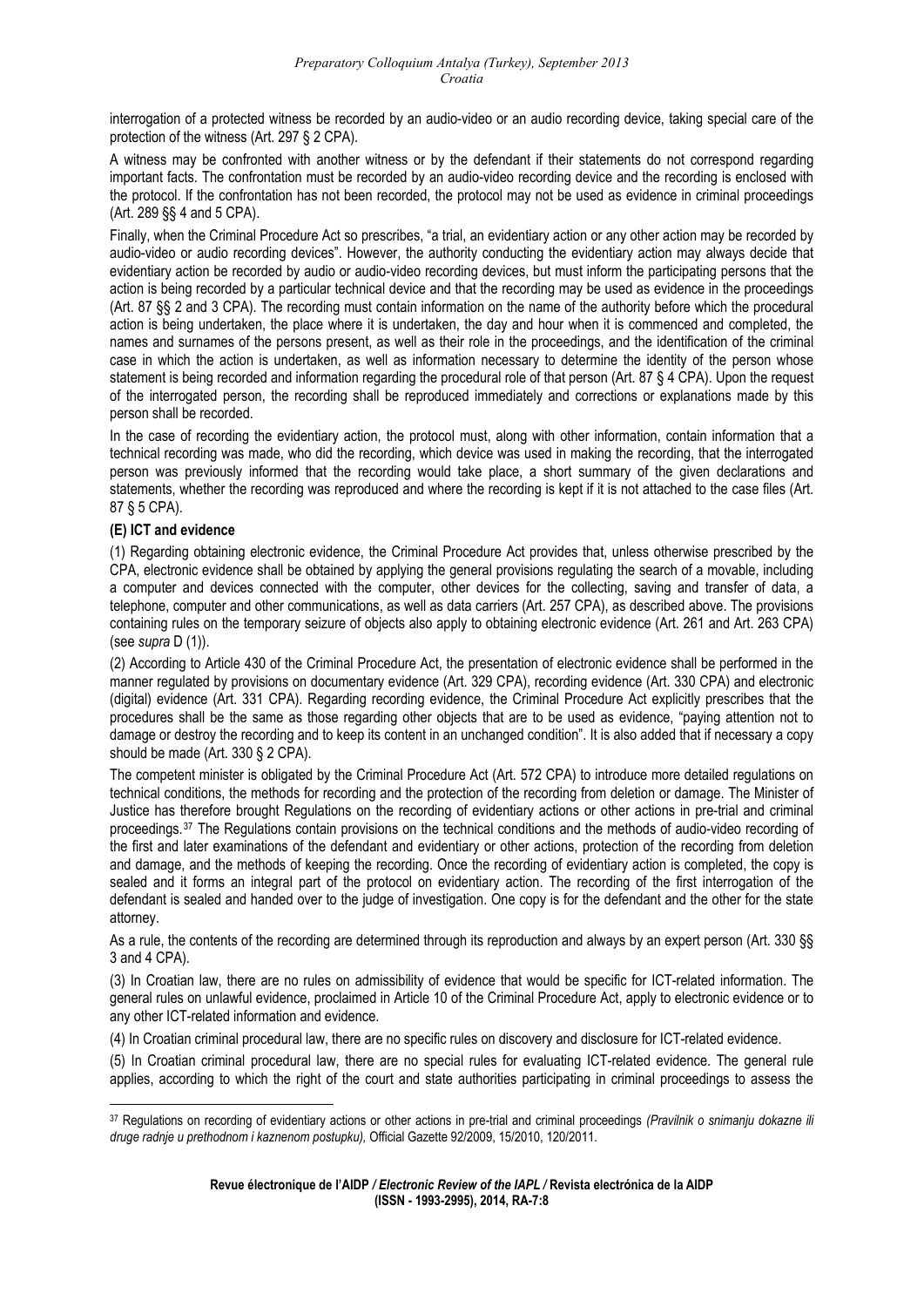interrogation of a protected witness be recorded by an audio-video or an audio recording device, taking special care of the protection of the witness (Art. 297 § 2 CPA).

A witness may be confronted with another witness or by the defendant if their statements do not correspond regarding important facts. The confrontation must be recorded by an audio-video recording device and the recording is enclosed with the protocol. If the confrontation has not been recorded, the protocol may not be used as evidence in criminal proceedings (Art. 289 §§ 4 and 5 CPA).

Finally, when the Criminal Procedure Act so prescribes, "a trial, an evidentiary action or any other action may be recorded by audio-video or audio recording devices". However, the authority conducting the evidentiary action may always decide that evidentiary action be recorded by audio or audio-video recording devices, but must inform the participating persons that the action is being recorded by a particular technical device and that the recording may be used as evidence in the proceedings (Art. 87 §§ 2 and 3 CPA). The recording must contain information on the name of the authority before which the procedural action is being undertaken, the place where it is undertaken, the day and hour when it is commenced and completed, the names and surnames of the persons present, as well as their role in the proceedings, and the identification of the criminal case in which the action is undertaken, as well as information necessary to determine the identity of the person whose statement is being recorded and information regarding the procedural role of that person (Art. 87 § 4 CPA). Upon the request of the interrogated person, the recording shall be reproduced immediately and corrections or explanations made by this person shall be recorded.

In the case of recording the evidentiary action, the protocol must, along with other information, contain information that a technical recording was made, who did the recording, which device was used in making the recording, that the interrogated person was previously informed that the recording would take place, a short summary of the given declarations and statements, whether the recording was reproduced and where the recording is kept if it is not attached to the case files (Art. 87 § 5 CPA).

### (E) ICT and evidence

(1) Regarding obtaining electronic evidence, the Criminal Procedure Act provides that, unless otherwise prescribed by the CPA, electronic evidence shall be obtained by applying the general provisions regulating the search of a movable, including a computer and devices connected with the computer, other devices for the collecting, saving and transfer of data, a telephone, computer and other communications, as well as data carriers (Art. 257 CPA), as described above. The provisions containing rules on the temporary seizure of objects also apply to obtaining electronic evidence (Art. 261 and Art. 263 CPA) (see *supra* D (1)).

(2) According to Article 430 of the Criminal Procedure Act, the presentation of electronic evidence shall be performed in the manner regulated by provisions on documentary evidence (Art. 329 CPA), recording evidence (Art. 330 CPA) and electronic (digital) evidence (Art. 331 CPA). Regarding recording evidence, the Criminal Procedure Act explicitly prescribes that the procedures shall be the same as those regarding other objects that are to be used as evidence, "paying attention not to damage or destroy the recording and to keep its content in an unchanged condition". It is also added that if necessary a copy should be made (Art. 330 § 2 CPA).

The competent minister is obligated by the Criminal Procedure Act (Art. 572 CPA) to introduce more detailed regulations on technical conditions, the methods for recording and the protection of the recording from deletion or damage. The Minister of Justice has therefore brought Regulations on the recording of evidentiary actions or other actions in pre-trial and criminal proceedings.[37] The Regulations contain provisions on the technical conditions and the methods of audio-video recording of the first and later examinations of the defendant and evidentiary or other actions, protection of the recording from deletion and damage, and the methods of keeping the recording. Once the recording of evidentiary action is completed, the copy is sealed and it forms an integral part of the protocol on evidentiary action. The recording of the first interrogation of the defendant is sealed and handed over to the judge of investigation. One copy is for the defendant and the other for the state attorney.

As a rule, the contents of the recording are determined through its reproduction and always by an expert person (Art. 330 §§ 3 and 4 CPA).

(3) In Croatian law, there are no rules on admissibility of evidence that would be specific for ICT-related information. The general rules on unlawful evidence, proclaimed in Article 10 of the Criminal Procedure Act, apply to electronic evidence or to any other ICT-related information and evidence.

(4) In Croatian criminal procedural law, there are no specific rules on discovery and disclosure for ICT-related evidence.

(5) In Croatian criminal procedural law, there are no special rules for evaluating ICT-related evidence. The general rule applies, according to which the right of the court and state authorities participating in criminal proceedings to assess the

[37] Regulations on recording of evidentiary actions or other actions in pre-trial and criminal proceedings *(Pravilnik o snimanju dokazne ili druge radnje u prethodnom i kaznenom postupku)*, Official Gazette 92/2009, 15/2010, 120/2011.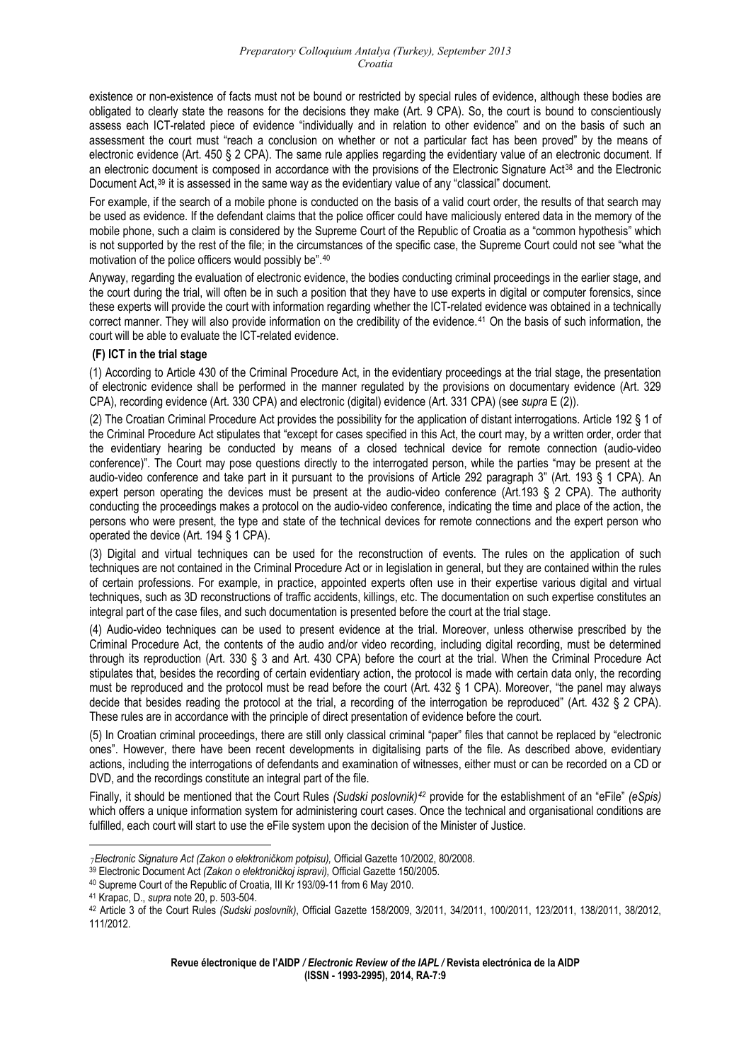existence or non-existence of facts must not be bound or restricted by special rules of evidence, although these bodies are obligated to clearly state the reasons for the decisions they make (Art. 9 CPA). So, the court is bound to conscientiously assess each ICT-related piece of evidence "individually and in relation to other evidence" and on the basis of such an assessment the court must "reach a conclusion on whether or not a particular fact has been proved" by the means of electronic evidence (Art. 450 § 2 CPA). The same rule applies regarding the evidentiary value of an electronic document. If an electronic document is composed in accordance with the provisions of the Electronic Signature Act[38] and the Electronic Document Act,[39] it is assessed in the same way as the evidentiary value of any "classical" document.

For example, if the search of a mobile phone is conducted on the basis of a valid court order, the results of that search may be used as evidence. If the defendant claims that the police officer could have maliciously entered data in the memory of the mobile phone, such a claim is considered by the Supreme Court of the Republic of Croatia as a "common hypothesis" which is not supported by the rest of the file; in the circumstances of the specific case, the Supreme Court could not see "what the motivation of the police officers would possibly be".[40]

Anyway, regarding the evaluation of electronic evidence, the bodies conducting criminal proceedings in the earlier stage, and the court during the trial, will often be in such a position that they have to use experts in digital or computer forensics, since these experts will provide the court with information regarding whether the ICT-related evidence was obtained in a technically correct manner. They will also provide information on the credibility of the evidence.[41] On the basis of such information, the court will be able to evaluate the ICT-related evidence.

**(F) ICT in the trial stage**

(1) According to Article 430 of the Criminal Procedure Act, in the evidentiary proceedings at the trial stage, the presentation of electronic evidence shall be performed in the manner regulated by the provisions on documentary evidence (Art. 329 CPA), recording evidence (Art. 330 CPA) and electronic (digital) evidence (Art. 331 CPA) (see *supra* E (2)).

(2) The Croatian Criminal Procedure Act provides the possibility for the application of distant interrogations. Article 192 § 1 of the Criminal Procedure Act stipulates that "except for cases specified in this Act, the court may, by a written order, order that the evidentiary hearing be conducted by means of a closed technical device for remote connection (audio-video conference)". The Court may pose questions directly to the interrogated person, while the parties "may be present at the audio-video conference and take part in it pursuant to the provisions of Article 292 paragraph 3" (Art. 193 § 1 CPA). An expert person operating the devices must be present at the audio-video conference (Art.193 § 2 CPA). The authority conducting the proceedings makes a protocol on the audio-video conference, indicating the time and place of the action, the persons who were present, the type and state of the technical devices for remote connections and the expert person who operated the device (Art. 194 § 1 CPA).

(3) Digital and virtual techniques can be used for the reconstruction of events. The rules on the application of such techniques are not contained in the Criminal Procedure Act or in legislation in general, but they are contained within the rules of certain professions. For example, in practice, appointed experts often use in their expertise various digital and virtual techniques, such as 3D reconstructions of traffic accidents, killings, etc. The documentation on such expertise constitutes an integral part of the case files, and such documentation is presented before the court at the trial stage.

(4) Audio-video techniques can be used to present evidence at the trial. Moreover, unless otherwise prescribed by the Criminal Procedure Act, the contents of the audio and/or video recording, including digital recording, must be determined through its reproduction (Art. 330 § 3 and Art. 430 CPA) before the court at the trial. When the Criminal Procedure Act stipulates that, besides the recording of certain evidentiary action, the protocol is made with certain data only, the recording must be reproduced and the protocol must be read before the court (Art. 432 § 1 CPA). Moreover, "the panel may always decide that besides reading the protocol at the trial, a recording of the interrogation be reproduced" (Art. 432 § 2 CPA). These rules are in accordance with the principle of direct presentation of evidence before the court.

(5) In Croatian criminal proceedings, there are still only classical criminal "paper" files that cannot be replaced by "electronic ones". However, there have been recent developments in digitalising parts of the file. As described above, evidentiary actions, including the interrogations of defendants and examination of witnesses, either must or can be recorded on a CD or DVD, and the recordings constitute an integral part of the file.

Finally, it should be mentioned that the Court Rules *(Sudski poslovnik)*[42] provide for the establishment of an "eFile" *(eSpis)* which offers a unique information system for administering court cases. Once the technical and organisational conditions are fulfilled, each court will start to use the eFile system upon the decision of the Minister of Justice.

---

[38] *Electronic Signature Act (Zakon o elektroničkom potpisu),* Official Gazette 10/2002, 80/2008.

[39] Electronic Document Act *(Zakon o elektroničkoj ispravi),* Official Gazette 150/2005.

[40] Supreme Court of the Republic of Croatia, III Kr 193/09-11 from 6 May 2010.

[41] Krapac, D., *supra* note 20, p. 503-504.

[42] Article 3 of the Court Rules *(Sudski poslovnik)*, Official Gazette 158/2009, 3/2011, 34/2011, 100/2011, 123/2011, 138/2011, 38/2012, 111/2012.